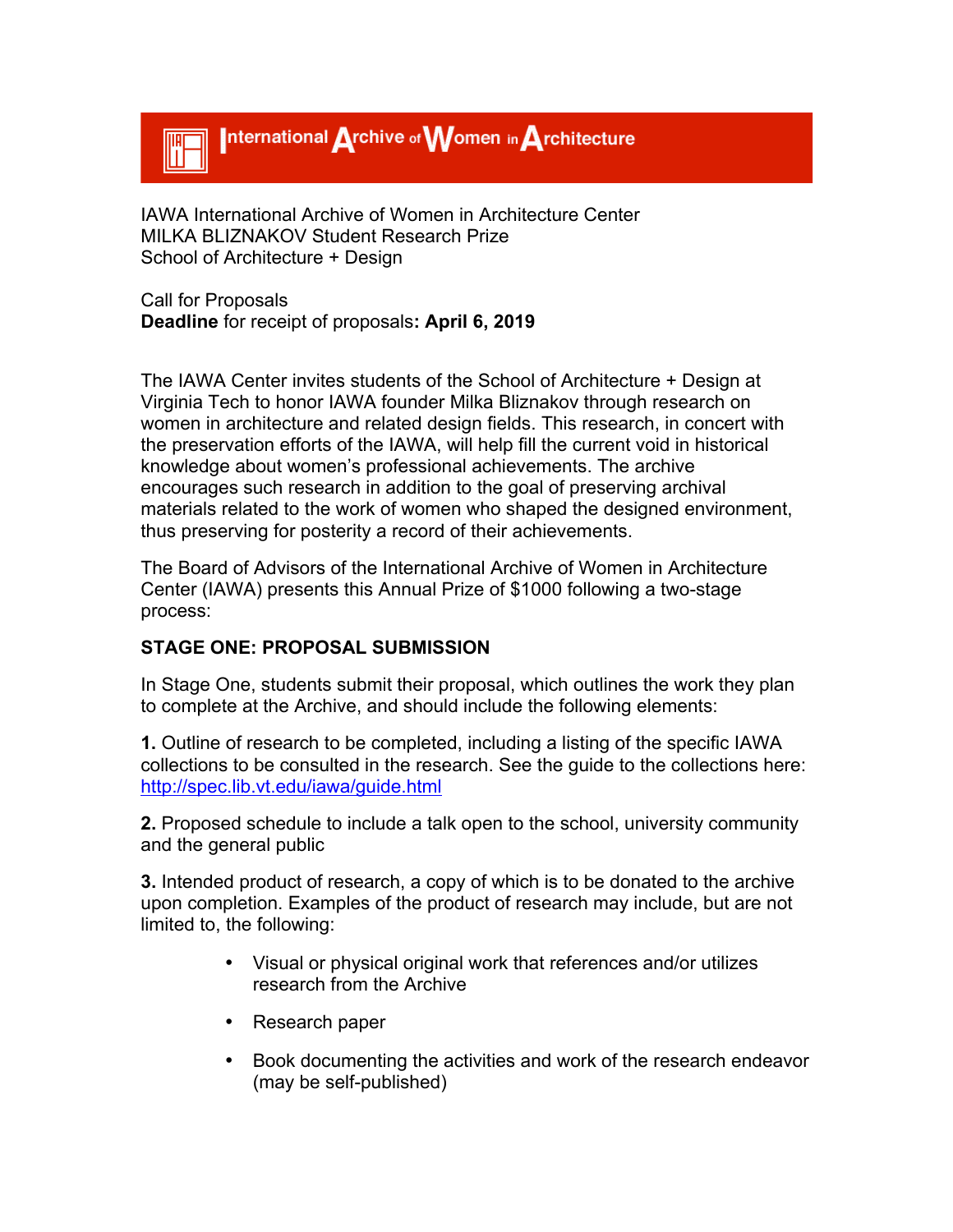# International Archive of Women in Architecture

IAWA International Archive of Women in Architecture Center
MILKA BLIZNAKOV Student Research Prize
School of Architecture + Design

Call for Proposals
**Deadline** for receipt of proposals**: April 6, 2019**

The IAWA Center invites students of the School of Architecture + Design at Virginia Tech to honor IAWA founder Milka Bliznakov through research on women in architecture and related design fields. This research, in concert with the preservation efforts of the IAWA, will help fill the current void in historical knowledge about women's professional achievements. The archive encourages such research in addition to the goal of preserving archival materials related to the work of women who shaped the designed environment, thus preserving for posterity a record of their achievements.

The Board of Advisors of the International Archive of Women in Architecture Center (IAWA) presents this Annual Prize of $1000 following a two-stage process:

**STAGE ONE: PROPOSAL SUBMISSION**

In Stage One, students submit their proposal, which outlines the work they plan to complete at the Archive, and should include the following elements:

**1.** Outline of research to be completed, including a listing of the specific IAWA collections to be consulted in the research. See the guide to the collections here: [http://spec.lib.vt.edu/iawa/guide.html](http://spec.lib.vt.edu/iawa/guide.html)

**2.** Proposed schedule to include a talk open to the school, university community and the general public

**3.** Intended product of research, a copy of which is to be donated to the archive upon completion. Examples of the product of research may include, but are not limited to, the following:

- Visual or physical original work that references and/or utilizes research from the Archive
- Research paper
- Book documenting the activities and work of the research endeavor (may be self-published)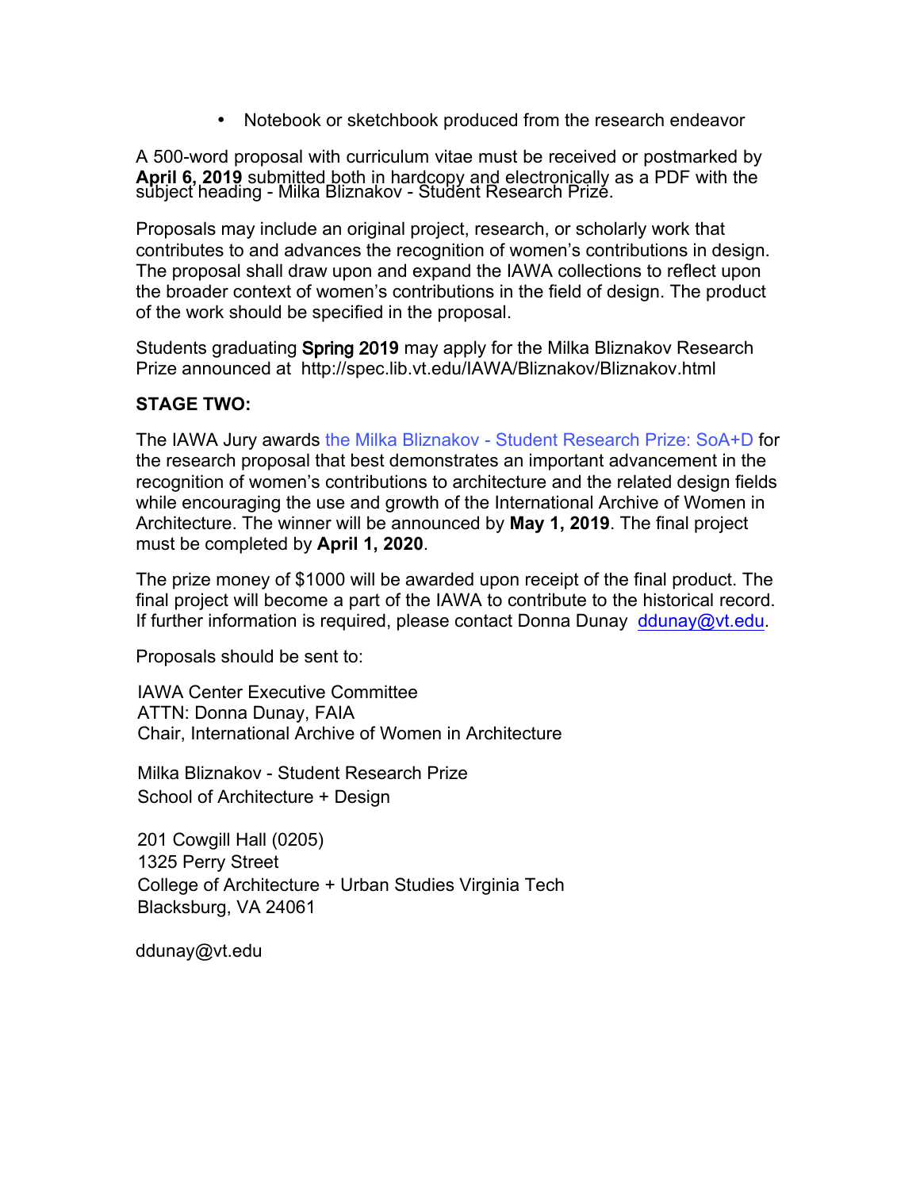- Notebook or sketchbook produced from the research endeavor

A 500-word proposal with curriculum vitae must be received or postmarked by **April 6, 2019** submitted both in hardcopy and electronically as a PDF with the subject heading - Milka Bliznakov - Student Research Prize.

Proposals may include an original project, research, or scholarly work that contributes to and advances the recognition of women's contributions in design. The proposal shall draw upon and expand the IAWA collections to reflect upon the broader context of women's contributions in the field of design. The product of the work should be specified in the proposal.

Students graduating Spring 2019 may apply for the Milka Bliznakov Research Prize announced at http://spec.lib.vt.edu/IAWA/Bliznakov/Bliznakov.html

**STAGE TWO:**

The IAWA Jury awards the Milka Bliznakov - Student Research Prize: SoA+D for the research proposal that best demonstrates an important advancement in the recognition of women's contributions to architecture and the related design fields while encouraging the use and growth of the International Archive of Women in Architecture. The winner will be announced by **May 1, 2019**. The final project must be completed by **April 1, 2020**.

The prize money of $1000 will be awarded upon receipt of the final product. The final project will become a part of the IAWA to contribute to the historical record. If further information is required, please contact Donna Dunay ddunay@vt.edu.

Proposals should be sent to:

IAWA Center Executive Committee
ATTN: Donna Dunay, FAIA
Chair, International Archive of Women in Architecture

Milka Bliznakov - Student Research Prize
School of Architecture + Design

201 Cowgill Hall (0205)
1325 Perry Street
College of Architecture + Urban Studies Virginia Tech
Blacksburg, VA 24061

ddunay@vt.edu